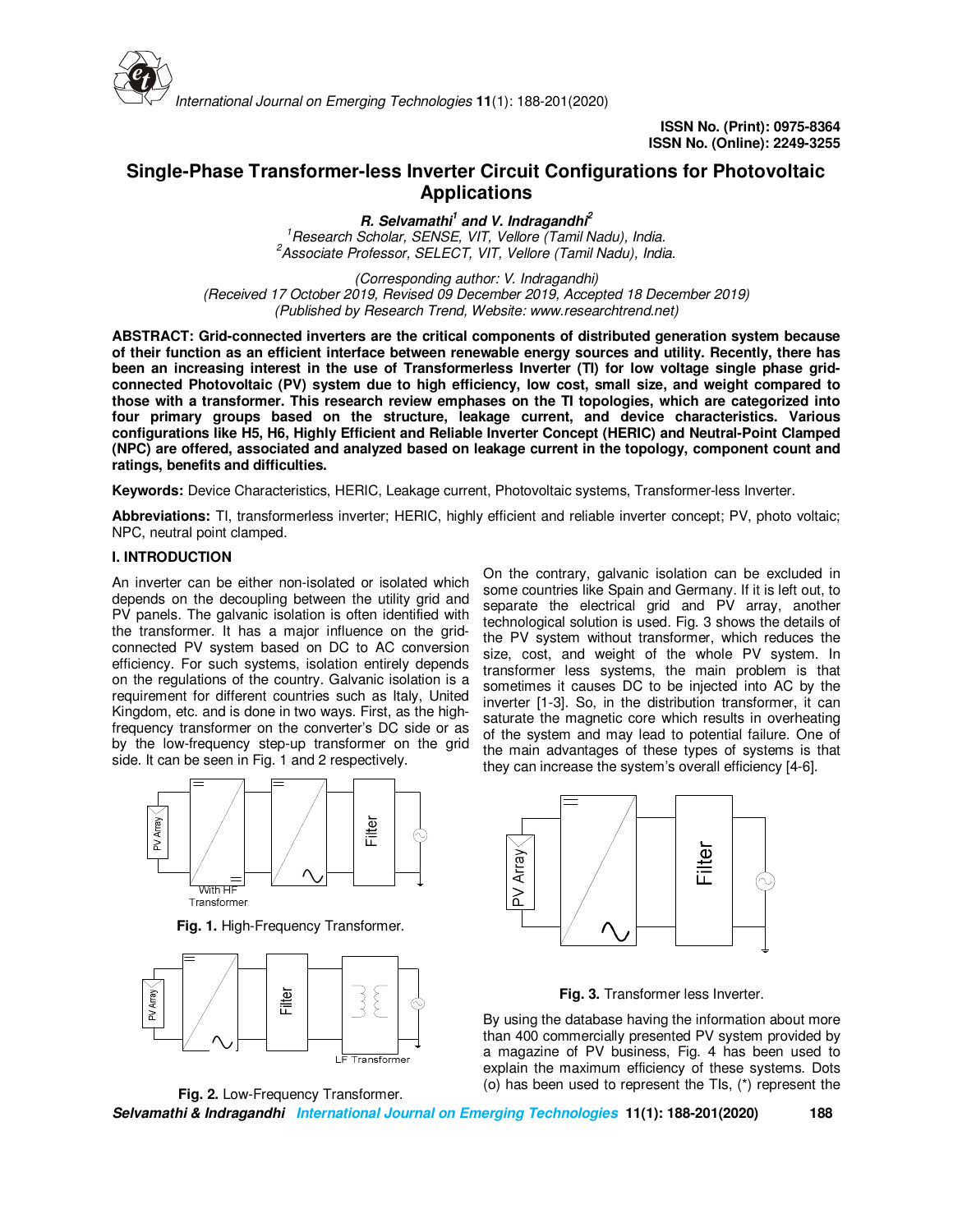ISSN No. (Print): 0975-8364
ISSN No. (Online): 2249-3255

# Single-Phase Transformer-less Inverter Circuit Configurations for Photovoltaic Applications

***R. Selvamathi[1] and V. Indragandhi[2]***

*[1]Research Scholar, SENSE, VIT, Vellore (Tamil Nadu), India.*
*[2]Associate Professor, SELECT, VIT, Vellore (Tamil Nadu), India.*

*(Corresponding author: V. Indragandhi)*
*(Received 17 October 2019, Revised 09 December 2019, Accepted 18 December 2019)*
*(Published by Research Trend, Website: www.researchtrend.net)*

**ABSTRACT: Grid-connected inverters are the critical components of distributed generation system because of their function as an efficient interface between renewable energy sources and utility. Recently, there has been an increasing interest in the use of Transformerless Inverter (TI) for low voltage single phase grid-connected Photovoltaic (PV) system due to high efficiency, low cost, small size, and weight compared to those with a transformer. This research review emphases on the TI topologies, which are categorized into four primary groups based on the structure, leakage current, and device characteristics. Various configurations like H5, H6, Highly Efficient and Reliable Inverter Concept (HERIC) and Neutral-Point Clamped (NPC) are offered, associated and analyzed based on leakage current in the topology, component count and ratings, benefits and difficulties.**

**Keywords:** Device Characteristics, HERIC, Leakage current, Photovoltaic systems, Transformer-less Inverter.

**Abbreviations:** TI, transformerless inverter; HERIC, highly efficient and reliable inverter concept; PV, photo voltaic; NPC, neutral point clamped.

## I. INTRODUCTION

An inverter can be either non-isolated or isolated which depends on the decoupling between the utility grid and PV panels. The galvanic isolation is often identified with the transformer. It has a major influence on the grid-connected PV system based on DC to AC conversion efficiency. For such systems, isolation entirely depends on the regulations of the country. Galvanic isolation is a requirement for different countries such as Italy, United Kingdom, etc. and is done in two ways. First, as the high-frequency transformer on the converter's DC side or as by the low-frequency step-up transformer on the grid side. It can be seen in Fig. 1 and 2 respectively.

Fig. 1. High-Frequency Transformer.

Fig. 2. Low-Frequency Transformer.

On the contrary, galvanic isolation can be excluded in some countries like Spain and Germany. If it is left out, to separate the electrical grid and PV array, another technological solution is used. Fig. 3 shows the details of the PV system without transformer, which reduces the size, cost, and weight of the whole PV system. In transformer less systems, the main problem is that sometimes it causes DC to be injected into AC by the inverter [1-3]. So, in the distribution transformer, it can saturate the magnetic core which results in overheating of the system and may lead to potential failure. One of the main advantages of these types of systems is that they can increase the system's overall efficiency [4-6].

Fig. 3. Transformer less Inverter.

By using the database having the information about more than 400 commercially presented PV system provided by a magazine of PV business, Fig. 4 has been used to explain the maximum efficiency of these systems. Dots (o) has been used to represent the TIs, (*) represent the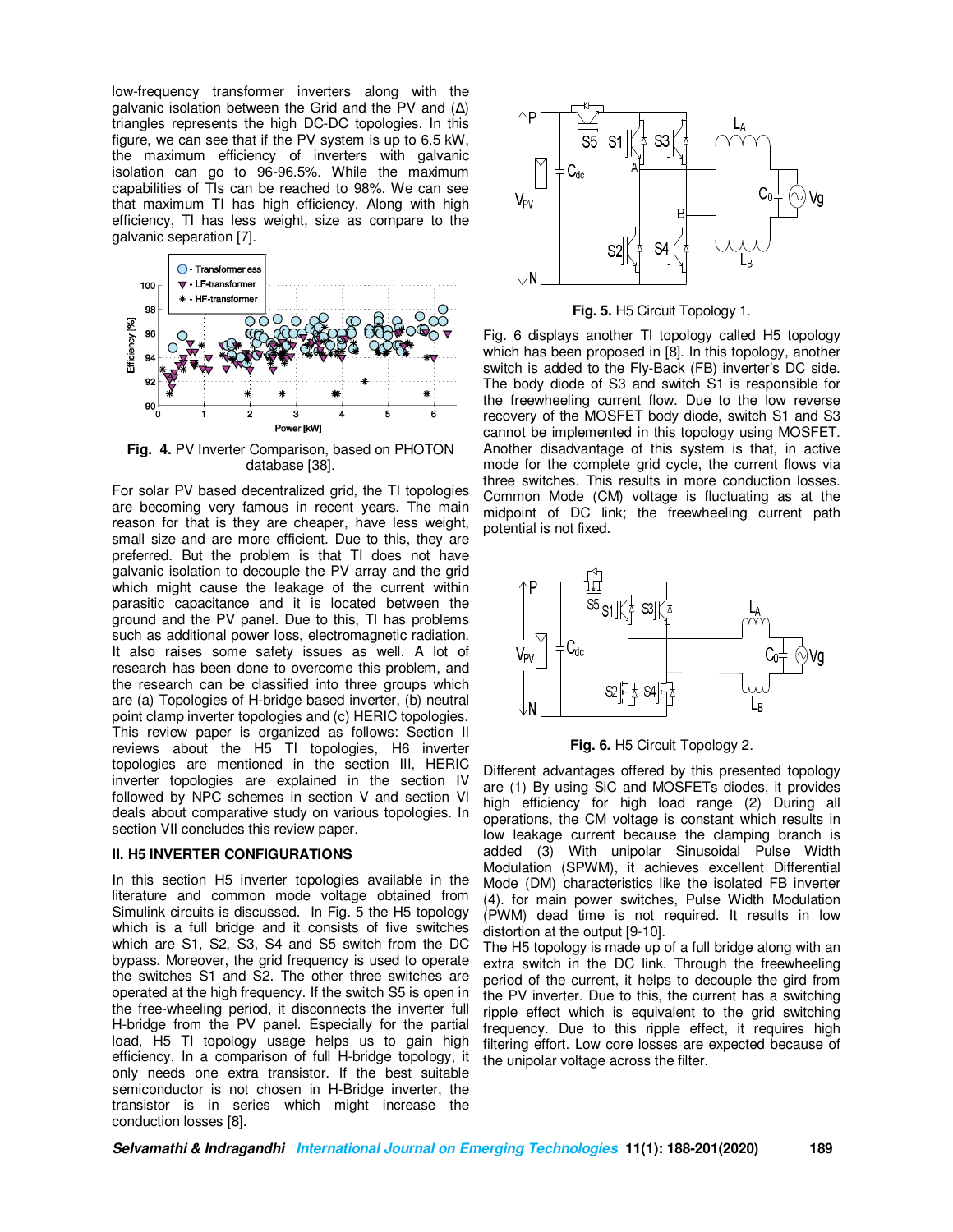low-frequency transformer inverters along with the galvanic isolation between the Grid and the PV and (Δ) triangles represents the high DC-DC topologies. In this figure, we can see that if the PV system is up to 6.5 kW, the maximum efficiency of inverters with galvanic isolation can go to 96-96.5%. While the maximum capabilities of TIs can be reached to 98%. We can see that maximum TI has high efficiency. Along with high efficiency, TI has less weight, size as compare to the galvanic separation [7].

**Fig. 4.** PV Inverter Comparison, based on PHOTON database [38].

For solar PV based decentralized grid, the TI topologies are becoming very famous in recent years. The main reason for that is they are cheaper, have less weight, small size and are more efficient. Due to this, they are preferred. But the problem is that TI does not have galvanic isolation to decouple the PV array and the grid which might cause the leakage of the current within parasitic capacitance and it is located between the ground and the PV panel. Due to this, TI has problems such as additional power loss, electromagnetic radiation. It also raises some safety issues as well. A lot of research has been done to overcome this problem, and the research can be classified into three groups which are (a) Topologies of H-bridge based inverter, (b) neutral point clamp inverter topologies and (c) HERIC topologies. This review paper is organized as follows: Section II reviews about the H5 TI topologies, H6 inverter topologies are mentioned in the section III, HERIC inverter topologies are explained in the section IV followed by NPC schemes in section V and section VI deals about comparative study on various topologies. In section VII concludes this review paper.

## II. H5 INVERTER CONFIGURATIONS

In this section H5 inverter topologies available in the literature and common mode voltage obtained from Simulink circuits is discussed. In Fig. 5 the H5 topology which is a full bridge and it consists of five switches which are S1, S2, S3, S4 and S5 switch from the DC bypass. Moreover, the grid frequency is used to operate the switches S1 and S2. The other three switches are operated at the high frequency. If the switch S5 is open in the free-wheeling period, it disconnects the inverter full H-bridge from the PV panel. Especially for the partial load, H5 TI topology usage helps us to gain high efficiency. In a comparison of full H-bridge topology, it only needs one extra transistor. If the best suitable semiconductor is not chosen in H-Bridge inverter, the transistor is in series which might increase the conduction losses [8].

**Fig. 5.** H5 Circuit Topology 1.

Fig. 6 displays another TI topology called H5 topology which has been proposed in [8]. In this topology, another switch is added to the Fly-Back (FB) inverter's DC side. The body diode of S3 and switch S1 is responsible for the freewheeling current flow. Due to the low reverse recovery of the MOSFET body diode, switch S1 and S3 cannot be implemented in this topology using MOSFET. Another disadvantage of this system is that, in active mode for the complete grid cycle, the current flows via three switches. This results in more conduction losses. Common Mode (CM) voltage is fluctuating as at the midpoint of DC link; the freewheeling current path potential is not fixed.

**Fig. 6.** H5 Circuit Topology 2.

Different advantages offered by this presented topology are (1) By using SiC and MOSFETs diodes, it provides high efficiency for high load range (2) During all operations, the CM voltage is constant which results in low leakage current because the clamping branch is added (3) With unipolar Sinusoidal Pulse Width Modulation (SPWM), it achieves excellent Differential Mode (DM) characteristics like the isolated FB inverter (4). for main power switches, Pulse Width Modulation (PWM) dead time is not required. It results in low distortion at the output [9-10].

The H5 topology is made up of a full bridge along with an extra switch in the DC link. Through the freewheeling period of the current, it helps to decouple the gird from the PV inverter. Due to this, the current has a switching ripple effect which is equivalent to the grid switching frequency. Due to this ripple effect, it requires high filtering effort. Low core losses are expected because of the unipolar voltage across the filter.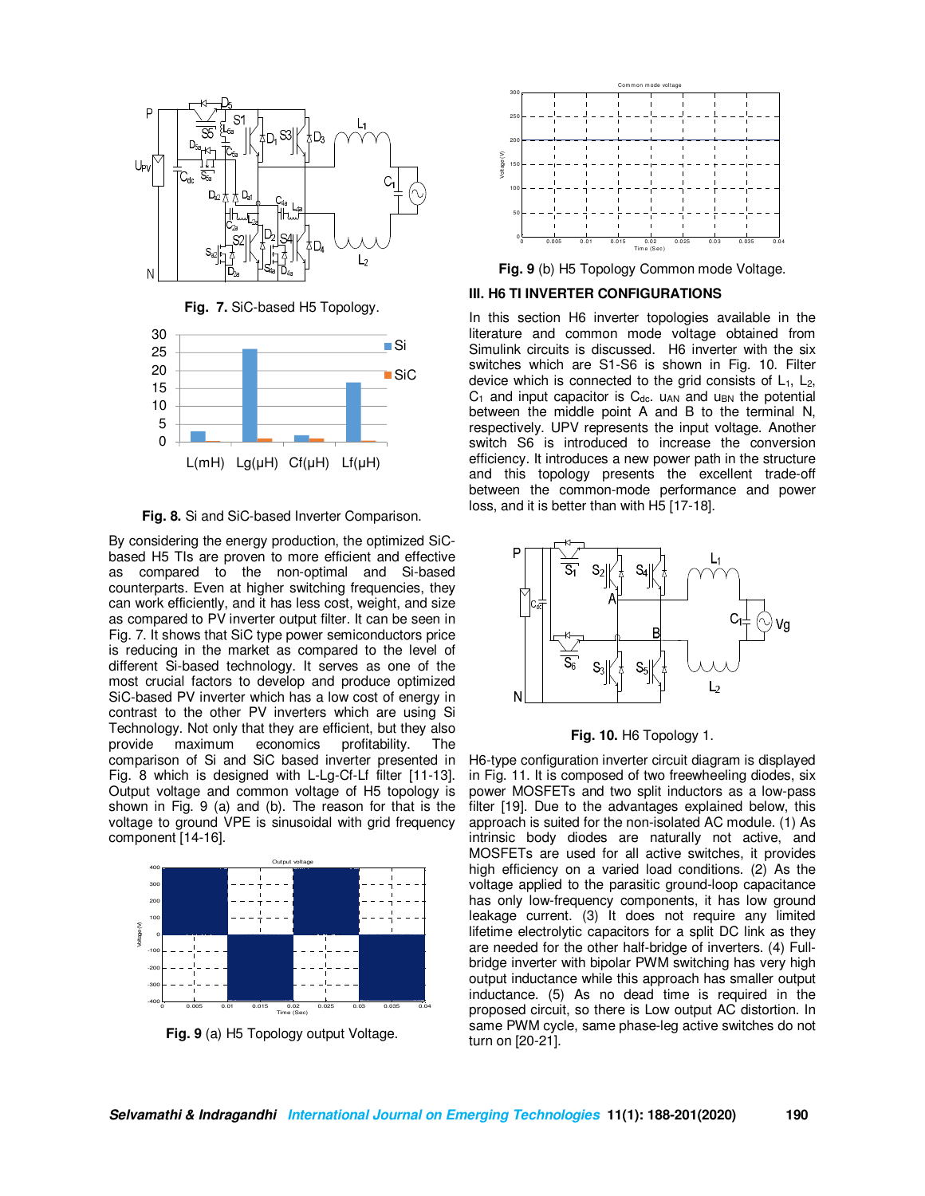**Fig. 7.** SiC-based H5 Topology.

**Fig. 8.** Si and SiC-based Inverter Comparison.

By considering the energy production, the optimized SiC-based H5 TIs are proven to more efficient and effective as compared to the non-optimal and Si-based counterparts. Even at higher switching frequencies, they can work efficiently, and it has less cost, weight, and size as compared to PV inverter output filter. It can be seen in Fig. 7. It shows that SiC type power semiconductors price is reducing in the market as compared to the level of different Si-based technology. It serves as one of the most crucial factors to develop and produce optimized SiC-based PV inverter which has a low cost of energy in contrast to the other PV inverters which are using Si Technology. Not only that they are efficient, but they also provide maximum economics profitability. The comparison of Si and SiC based inverter presented in Fig. 8 which is designed with L-Lg-Cf-Lf filter [11-13]. Output voltage and common voltage of H5 topology is shown in Fig. 9 (a) and (b). The reason for that is the voltage to ground VPE is sinusoidal with grid frequency component [14-16].

**Fig. 9** (a) H5 Topology output Voltage.

**Fig. 9** (b) H5 Topology Common mode Voltage.

## III. H6 TI INVERTER CONFIGURATIONS

In this section H6 inverter topologies available in the literature and common mode voltage obtained from Simulink circuits is discussed. H6 inverter with the six switches which are S1-S6 is shown in Fig. 10. Filter device which is connected to the grid consists of $L_1$, $L_2$, $C_1$ and input capacitor is $C_{dc}$. $u_{AN}$ and $u_{BN}$ the potential between the middle point A and B to the terminal N, respectively. UPV represents the input voltage. Another switch S6 is introduced to increase the conversion efficiency. It introduces a new power path in the structure and this topology presents the excellent trade-off between the common-mode performance and power loss, and it is better than with H5 [17-18].

**Fig. 10.** H6 Topology 1.

H6-type configuration inverter circuit diagram is displayed in Fig. 11. It is composed of two freewheeling diodes, six power MOSFETs and two split inductors as a low-pass filter [19]. Due to the advantages explained below, this approach is suited for the non-isolated AC module. (1) As intrinsic body diodes are naturally not active, and MOSFETs are used for all active switches, it provides high efficiency on a varied load conditions. (2) As the voltage applied to the parasitic ground-loop capacitance has only low-frequency components, it has low ground leakage current. (3) It does not require any limited lifetime electrolytic capacitors for a split DC link as they are needed for the other half-bridge of inverters. (4) Full-bridge inverter with bipolar PWM switching has very high output inductance while this approach has smaller output inductance. (5) As no dead time is required in the proposed circuit, so there is Low output AC distortion. In same PWM cycle, same phase-leg active switches do not turn on [20-21].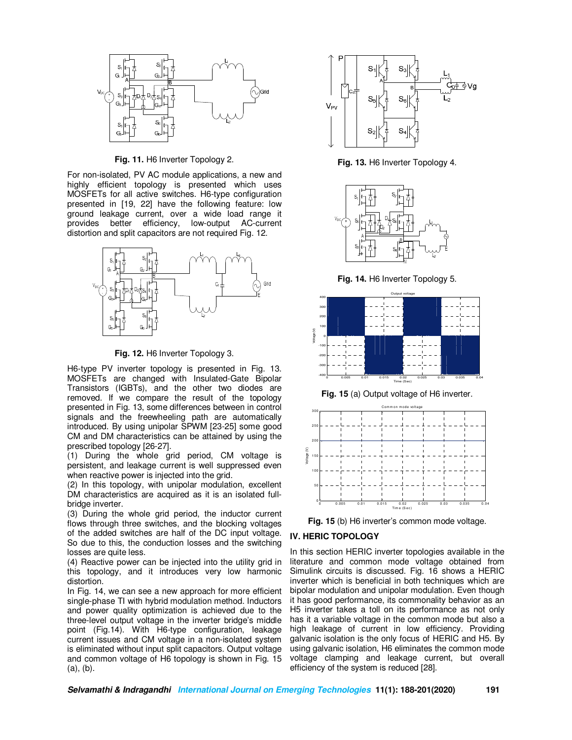Fig. 11. H6 Inverter Topology 2.

For non-isolated, PV AC module applications, a new and highly efficient topology is presented which uses MOSFETs for all active switches. H6-type configuration presented in [19, 22] have the following feature: low ground leakage current, over a wide load range it provides better efficiency, low-output AC-current distortion and split capacitors are not required Fig. 12.

Fig. 12. H6 Inverter Topology 3.

H6-type PV inverter topology is presented in Fig. 13. MOSFETs are changed with Insulated-Gate Bipolar Transistors (IGBTs), and the other two diodes are removed. If we compare the result of the topology presented in Fig. 13, some differences between in control signals and the freewheeling path are automatically introduced. By using unipolar SPWM [23-25] some good CM and DM characteristics can be attained by using the prescribed topology [26-27].

(1) During the whole grid period, CM voltage is persistent, and leakage current is well suppressed even when reactive power is injected into the grid.

(2) In this topology, with unipolar modulation, excellent DM characteristics are acquired as it is an isolated full-bridge inverter.

(3) During the whole grid period, the inductor current flows through three switches, and the blocking voltages of the added switches are half of the DC input voltage. So due to this, the conduction losses and the switching losses are quite less.

(4) Reactive power can be injected into the utility grid in this topology, and it introduces very low harmonic distortion.

In Fig. 14, we can see a new approach for more efficient single-phase TI with hybrid modulation method. Inductors and power quality optimization is achieved due to the three-level output voltage in the inverter bridge's middle point (Fig.14). With H6-type configuration, leakage current issues and CM voltage in a non-isolated system is eliminated without input split capacitors. Output voltage and common voltage of H6 topology is shown in Fig. 15 (a), (b).

Fig. 13. H6 Inverter Topology 4.

Fig. 14. H6 Inverter Topology 5.

Fig. 15 (a) Output voltage of H6 inverter.

Fig. 15 (b) H6 inverter's common mode voltage.

## IV. HERIC TOPOLOGY

In this section HERIC inverter topologies available in the literature and common mode voltage obtained from Simulink circuits is discussed. Fig. 16 shows a HERIC inverter which is beneficial in both techniques which are bipolar modulation and unipolar modulation. Even though it has good performance, its commonality behavior as an H5 inverter takes a toll on its performance as not only has it a variable voltage in the common mode but also a high leakage of current in low efficiency. Providing galvanic isolation is the only focus of HERIC and H5. By using galvanic isolation, H6 eliminates the common mode voltage clamping and leakage current, but overall efficiency of the system is reduced [28].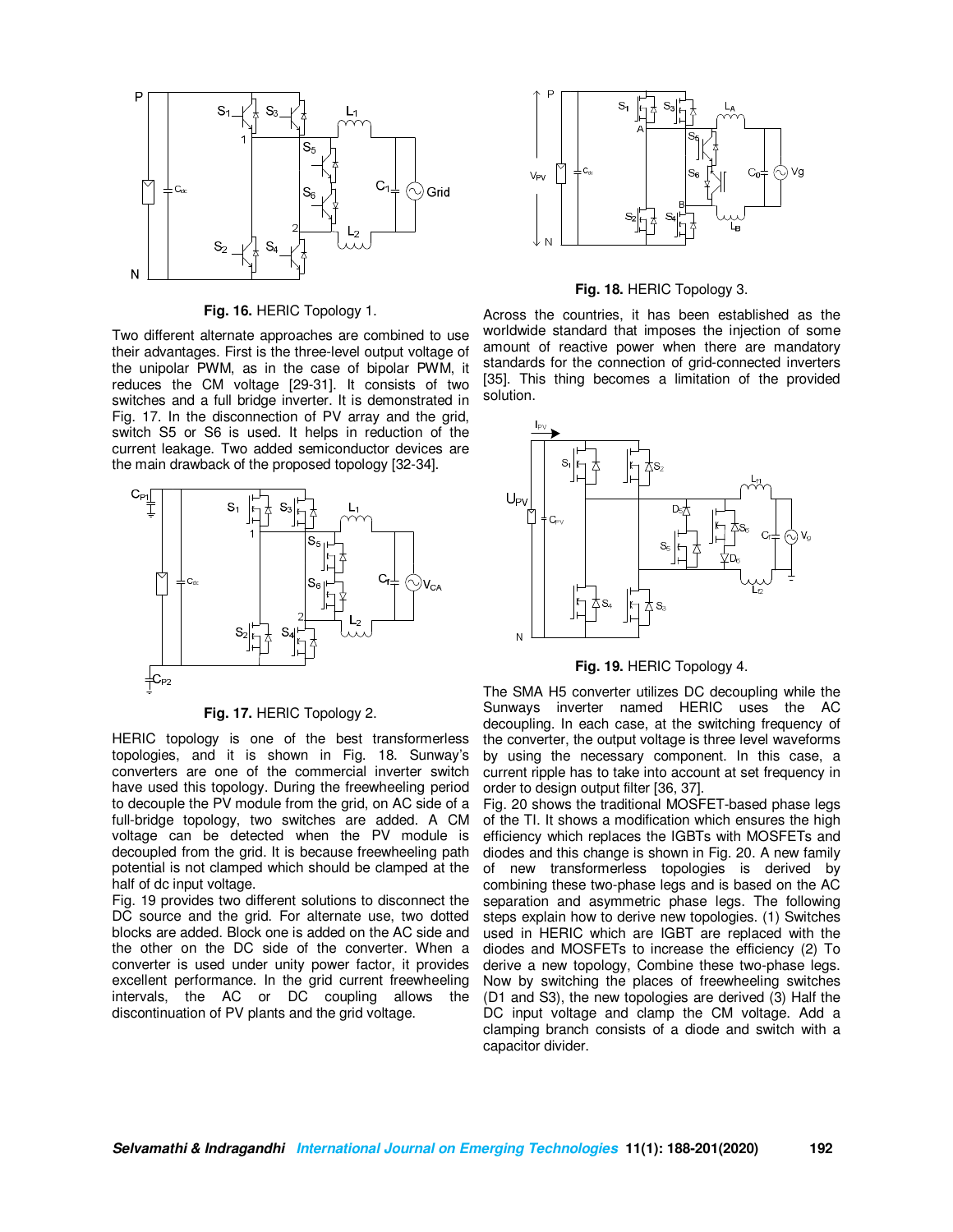Fig. 16. HERIC Topology 1.

Two different alternate approaches are combined to use their advantages. First is the three-level output voltage of the unipolar PWM, as in the case of bipolar PWM, it reduces the CM voltage [29-31]. It consists of two switches and a full bridge inverter. It is demonstrated in Fig. 17. In the disconnection of PV array and the grid, switch S5 or S6 is used. It helps in reduction of the current leakage. Two added semiconductor devices are the main drawback of the proposed topology [32-34].

Fig. 17. HERIC Topology 2.

HERIC topology is one of the best transformerless topologies, and it is shown in Fig. 18. Sunway's converters are one of the commercial inverter switch have used this topology. During the freewheeling period to decouple the PV module from the grid, on AC side of a full-bridge topology, two switches are added. A CM voltage can be detected when the PV module is decoupled from the grid. It is because freewheeling path potential is not clamped which should be clamped at the half of dc input voltage.

Fig. 19 provides two different solutions to disconnect the DC source and the grid. For alternate use, two dotted blocks are added. Block one is added on the AC side and the other on the DC side of the converter. When a converter is used under unity power factor, it provides excellent performance. In the grid current freewheeling intervals, the AC or DC coupling allows the discontinuation of PV plants and the grid voltage.

Fig. 18. HERIC Topology 3.

Across the countries, it has been established as the worldwide standard that imposes the injection of some amount of reactive power when there are mandatory standards for the connection of grid-connected inverters [35]. This thing becomes a limitation of the provided solution.

Fig. 19. HERIC Topology 4.

The SMA H5 converter utilizes DC decoupling while the Sunways inverter named HERIC uses the AC decoupling. In each case, at the switching frequency of the converter, the output voltage is three level waveforms by using the necessary component. In this case, a current ripple has to take into account at set frequency in order to design output filter [36, 37].

Fig. 20 shows the traditional MOSFET-based phase legs of the TI. It shows a modification which ensures the high efficiency which replaces the IGBTs with MOSFETs and diodes and this change is shown in Fig. 20. A new family of new transformerless topologies is derived by combining these two-phase legs and is based on the AC separation and asymmetric phase legs. The following steps explain how to derive new topologies. (1) Switches used in HERIC which are IGBT are replaced with the diodes and MOSFETs to increase the efficiency (2) To derive a new topology, Combine these two-phase legs. Now by switching the places of freewheeling switches (D1 and S3), the new topologies are derived (3) Half the DC input voltage and clamp the CM voltage. Add a clamping branch consists of a diode and switch with a capacitor divider.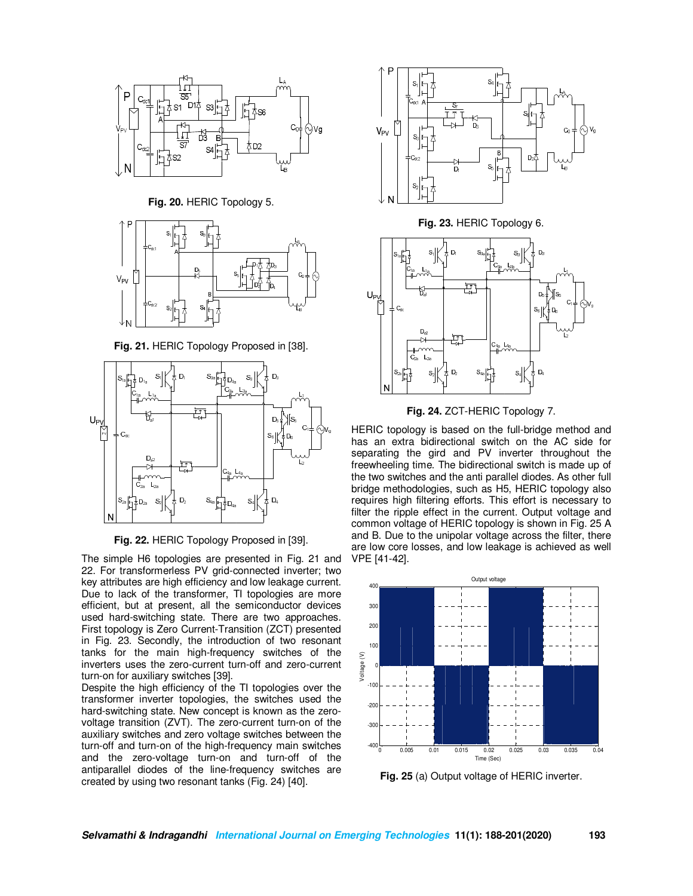**Fig. 20.** HERIC Topology 5.

**Fig. 21.** HERIC Topology Proposed in [38].

**Fig. 22.** HERIC Topology Proposed in [39].

The simple H6 topologies are presented in Fig. 21 and 22. For transformerless PV grid-connected inverter; two key attributes are high efficiency and low leakage current. Due to lack of the transformer, TI topologies are more efficient, but at present, all the semiconductor devices used hard-switching state. There are two approaches. First topology is Zero Current-Transition (ZCT) presented in Fig. 23. Secondly, the introduction of two resonant tanks for the main high-frequency switches of the inverters uses the zero-current turn-off and zero-current turn-on for auxiliary switches [39].

Despite the high efficiency of the TI topologies over the transformer inverter topologies, the switches used the hard-switching state. New concept is known as the zero-voltage transition (ZVT). The zero-current turn-on of the auxiliary switches and zero voltage switches between the turn-off and turn-on of the high-frequency main switches and the zero-voltage turn-on and turn-off of the antiparallel diodes of the line-frequency switches are created by using two resonant tanks (Fig. 24) [40].

**Fig. 23.** HERIC Topology 6.

**Fig. 24.** ZCT-HERIC Topology 7.

HERIC topology is based on the full-bridge method and has an extra bidirectional switch on the AC side for separating the gird and PV inverter throughout the freewheeling time. The bidirectional switch is made up of the two switches and the anti parallel diodes. As other full bridge methodologies, such as H5, HERIC topology also requires high filtering efforts. This effort is necessary to filter the ripple effect in the current. Output voltage and common voltage of HERIC topology is shown in Fig. 25 A and B. Due to the unipolar voltage across the filter, there are low core losses, and low leakage is achieved as well VPE [41-42].

**Fig. 25** (a) Output voltage of HERIC inverter.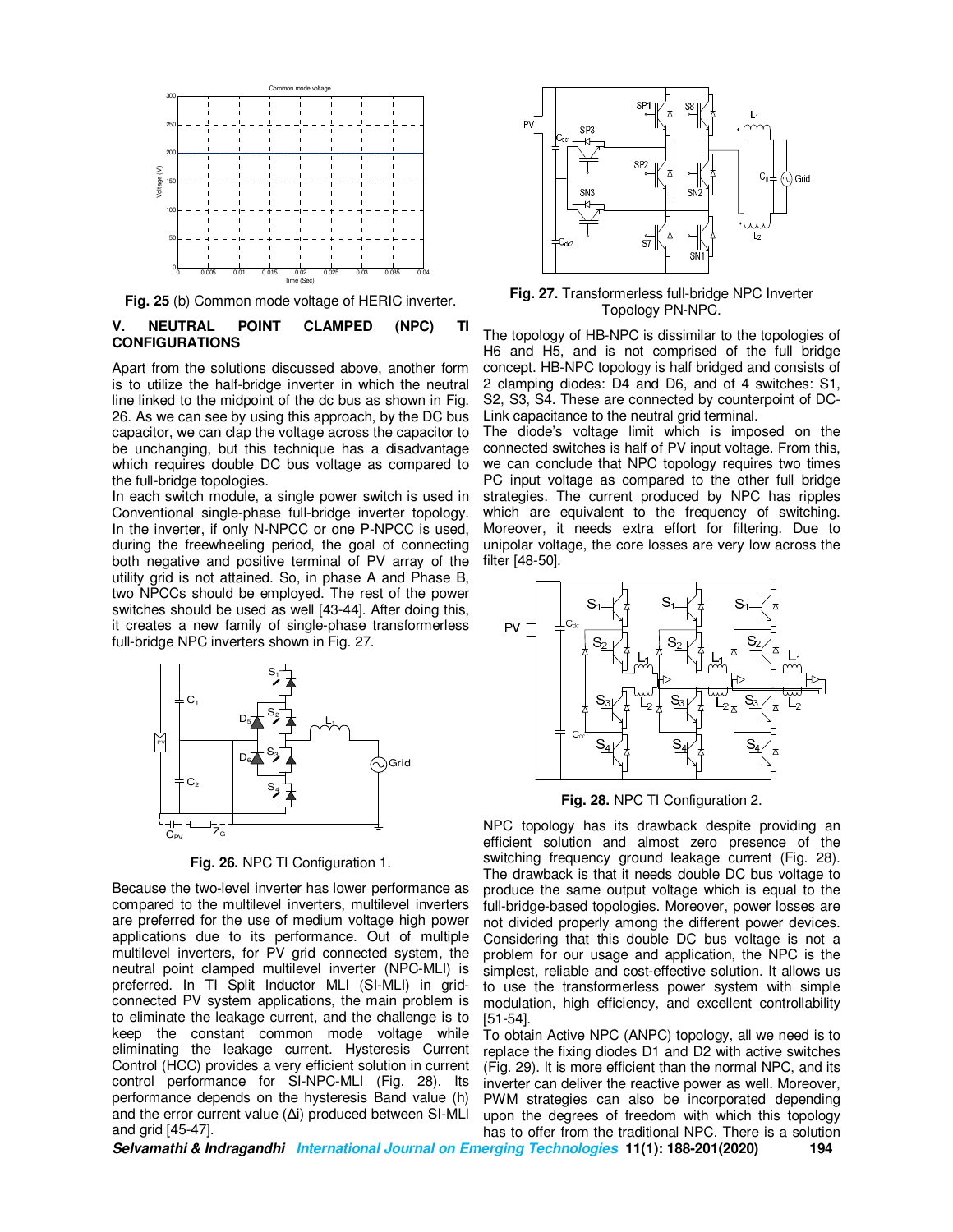Fig. 25 (b) Common mode voltage of HERIC inverter.

## V. NEUTRAL POINT CLAMPED (NPC) TI CONFIGURATIONS

Apart from the solutions discussed above, another form is to utilize the half-bridge inverter in which the neutral line linked to the midpoint of the dc bus as shown in Fig. 26. As we can see by using this approach, by the DC bus capacitor, we can clap the voltage across the capacitor to be unchanging, but this technique has a disadvantage which requires double DC bus voltage as compared to the full-bridge topologies.

In each switch module, a single power switch is used in Conventional single-phase full-bridge inverter topology. In the inverter, if only N-NPCC or one P-NPCC is used, during the freewheeling period, the goal of connecting both negative and positive terminal of PV array of the utility grid is not attained. So, in phase A and Phase B, two NPCCs should be employed. The rest of the power switches should be used as well [43-44]. After doing this, it creates a new family of single-phase transformerless full-bridge NPC inverters shown in Fig. 27.

Fig. 26. NPC TI Configuration 1.

Because the two-level inverter has lower performance as compared to the multilevel inverters, multilevel inverters are preferred for the use of medium voltage high power applications due to its performance. Out of multiple multilevel inverters, for PV grid connected system, the neutral point clamped multilevel inverter (NPC-MLI) is preferred. In TI Split Inductor MLI (SI-MLI) in grid-connected PV system applications, the main problem is to eliminate the leakage current, and the challenge is to keep the constant common mode voltage while eliminating the leakage current. Hysteresis Current Control (HCC) provides a very efficient solution in current control performance for SI-NPC-MLI (Fig. 28). Its performance depends on the hysteresis Band value (h) and the error current value ($\Delta i$) produced between SI-MLI and grid [45-47].

Fig. 27. Transformerless full-bridge NPC Inverter Topology PN-NPC.

The topology of HB-NPC is dissimilar to the topologies of H6 and H5, and is not comprised of the full bridge concept. HB-NPC topology is half bridged and consists of 2 clamping diodes: D4 and D6, and of 4 switches: S1, S2, S3, S4. These are connected by counterpoint of DC-Link capacitance to the neutral grid terminal.

The diode's voltage limit which is imposed on the connected switches is half of PV input voltage. From this, we can conclude that NPC topology requires two times PC input voltage as compared to the other full bridge strategies. The current produced by NPC has ripples which are equivalent to the frequency of switching. Moreover, it needs extra effort for filtering. Due to unipolar voltage, the core losses are very low across the filter [48-50].

Fig. 28. NPC TI Configuration 2.

NPC topology has its drawback despite providing an efficient solution and almost zero presence of the switching frequency ground leakage current (Fig. 28). The drawback is that it needs double DC bus voltage to produce the same output voltage which is equal to the full-bridge-based topologies. Moreover, power losses are not divided properly among the different power devices. Considering that this double DC bus voltage is not a problem for our usage and application, the NPC is the simplest, reliable and cost-effective solution. It allows us to use the transformerless power system with simple modulation, high efficiency, and excellent controllability [51-54].

To obtain Active NPC (ANPC) topology, all we need is to replace the fixing diodes D1 and D2 with active switches (Fig. 29). It is more efficient than the normal NPC, and its inverter can deliver the reactive power as well. Moreover, PWM strategies can also be incorporated depending upon the degrees of freedom with which this topology has to offer from the traditional NPC. There is a solution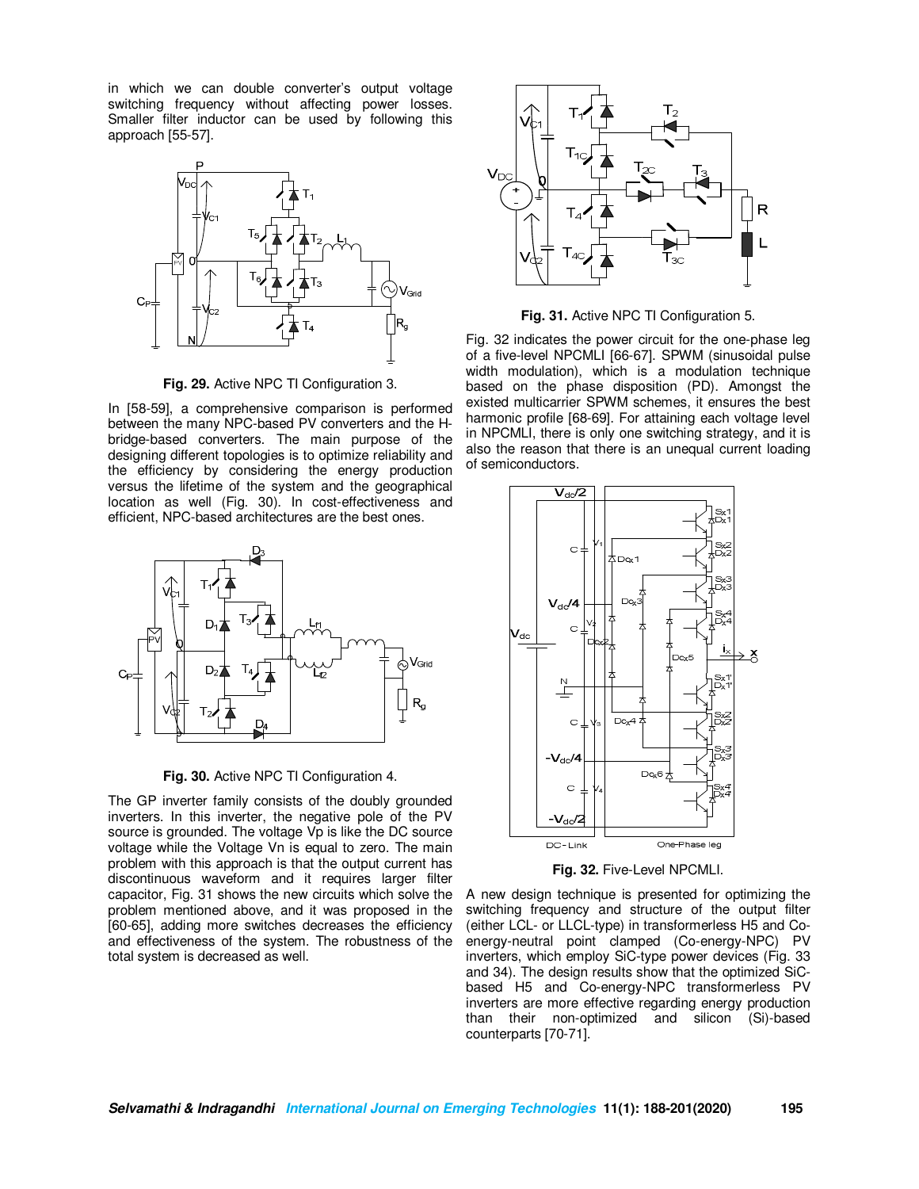in which we can double converter's output voltage switching frequency without affecting power losses. Smaller filter inductor can be used by following this approach [55-57].

**Fig. 29.** Active NPC TI Configuration 3.

In [58-59], a comprehensive comparison is performed between the many NPC-based PV converters and the H-bridge-based converters. The main purpose of the designing different topologies is to optimize reliability and the efficiency by considering the energy production versus the lifetime of the system and the geographical location as well (Fig. 30). In cost-effectiveness and efficient, NPC-based architectures are the best ones.

**Fig. 30.** Active NPC TI Configuration 4.

The GP inverter family consists of the doubly grounded inverters. In this inverter, the negative pole of the PV source is grounded. The voltage Vp is like the DC source voltage while the Voltage Vn is equal to zero. The main problem with this approach is that the output current has discontinuous waveform and it requires larger filter capacitor, Fig. 31 shows the new circuits which solve the problem mentioned above, and it was proposed in the [60-65], adding more switches decreases the efficiency and effectiveness of the system. The robustness of the total system is decreased as well.

**Fig. 31.** Active NPC TI Configuration 5.

Fig. 32 indicates the power circuit for the one-phase leg of a five-level NPCMLI [66-67]. SPWM (sinusoidal pulse width modulation), which is a modulation technique based on the phase disposition (PD). Amongst the existed multicarrier SPWM schemes, it ensures the best harmonic profile [68-69]. For attaining each voltage level in NPCMLI, there is only one switching strategy, and it is also the reason that there is an unequal current loading of semiconductors.

**Fig. 32.** Five-Level NPCMLI.

A new design technique is presented for optimizing the switching frequency and structure of the output filter (either LCL- or LLCL-type) in transformerless H5 and Co-energy-neutral point clamped (Co-energy-NPC) PV inverters, which employ SiC-type power devices (Fig. 33 and 34). The design results show that the optimized SiC-based H5 and Co-energy-NPC transformerless PV inverters are more effective regarding energy production than their non-optimized and silicon (Si)-based counterparts [70-71].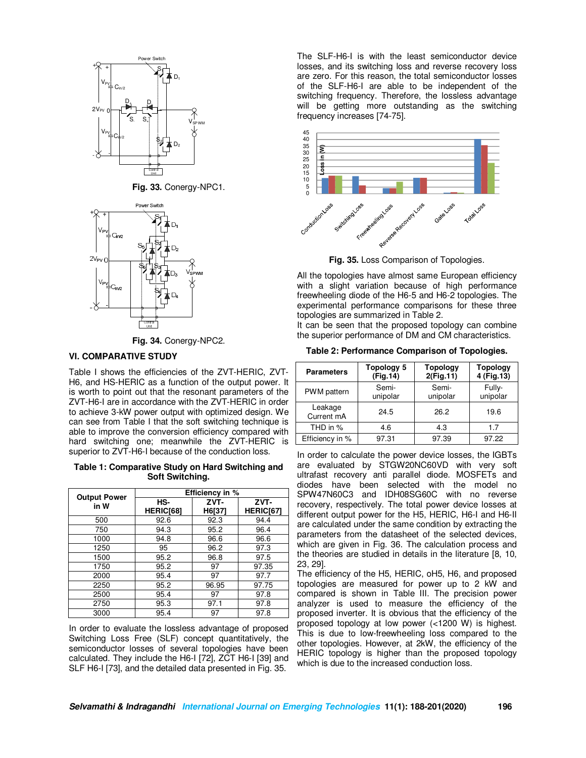Fig. 33. Conergy-NPC1.

Fig. 34. Conergy-NPC2.

## VI. COMPARATIVE STUDY

Table I shows the efficiencies of the ZVT-HERIC, ZVT-H6, and HS-HERIC as a function of the output power. It is worth to point out that the resonant parameters of the ZVT-H6-I are in accordance with the ZVT-HERIC in order to achieve 3-kW power output with optimized design. We can see from Table I that the soft switching technique is able to improve the conversion efficiency compared with hard switching one; meanwhile the ZVT-HERIC is superior to ZVT-H6-I because of the conduction loss.

**Table 1: Comparative Study on Hard Switching and Soft Switching.**

| Output Power in W | Efficiency in % | | |
|---|---|---|---|
| | HS-HERIC[68] | ZVT-H6[37] | ZVT-HERIC[67] |
| 500 | 92.6 | 92.3 | 94.4 |
| 750 | 94.3 | 95.2 | 96.4 |
| 1000 | 94.8 | 96.6 | 96.6 |
| 1250 | 95 | 96.2 | 97.3 |
| 1500 | 95.2 | 96.8 | 97.5 |
| 1750 | 95.2 | 97 | 97.35 |
| 2000 | 95.4 | 97 | 97.7 |
| 2250 | 95.2 | 96.95 | 97.75 |
| 2500 | 95.4 | 97 | 97.8 |
| 2750 | 95.3 | 97.1 | 97.8 |
| 3000 | 95.4 | 97 | 97.8 |

In order to evaluate the lossless advantage of proposed Switching Loss Free (SLF) concept quantitatively, the semiconductor losses of several topologies have been calculated. They include the H6-I [72], ZCT H6-I [39] and SLF H6-I [73], and the detailed data presented in Fig. 35.

The SLF-H6-I is with the least semiconductor device losses, and its switching loss and reverse recovery loss are zero. For this reason, the total semiconductor losses of the SLF-H6-I are able to be independent of the switching frequency. Therefore, the lossless advantage will be getting more outstanding as the switching frequency increases [74-75].

Fig. 35. Loss Comparison of Topologies.

All the topologies have almost same European efficiency with a slight variation because of high performance freewheeling diode of the H6-5 and H6-2 topologies. The experimental performance comparisons for these three topologies are summarized in Table 2.

It can be seen that the proposed topology can combine the superior performance of DM and CM characteristics.

**Table 2: Performance Comparison of Topologies.**

| Parameters | Topology 5 (Fig.14) | Topology 2(Fig.11) | Topology 4 (Fig.13) |
|---|---|---|---|
| PWM pattern | Semi-unipolar | Semi-unipolar | Fully-unipolar |
| Leakage Current mA | 24.5 | 26.2 | 19.6 |
| THD in % | 4.6 | 4.3 | 1.7 |
| Efficiency in % | 97.31 | 97.39 | 97.22 |

In order to calculate the power device losses, the IGBTs are evaluated by STGW20NC60VD with very soft ultrafast recovery anti parallel diode. MOSFETs and diodes have been selected with the model no SPW47N60C3 and IDH08SG60C with no reverse recovery, respectively. The total power device losses at different output power for the H5, HERIC, H6-I and H6-II are calculated under the same condition by extracting the parameters from the datasheet of the selected devices, which are given in Fig. 36. The calculation process and the theories are studied in details in the literature [8, 10, 23, 29].

The efficiency of the H5, HERIC, oH5, H6, and proposed topologies are measured for power up to 2 kW and compared is shown in Table III. The precision power analyzer is used to measure the efficiency of the proposed inverter. It is obvious that the efficiency of the proposed topology at low power (<1200 W) is highest. This is due to low-freewheeling loss compared to the other topologies. However, at 2kW, the efficiency of the HERIC topology is higher than the proposed topology which is due to the increased conduction loss.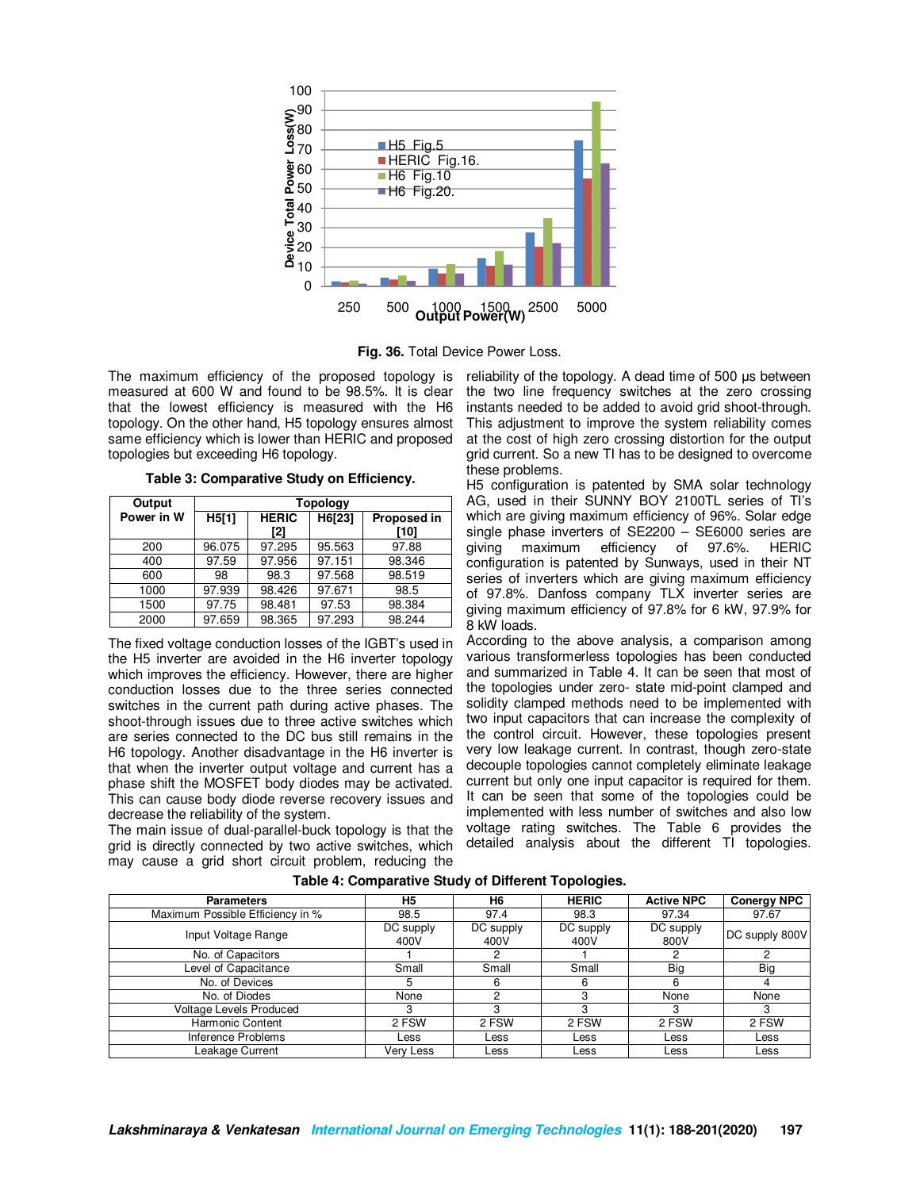Fig. 36. Total Device Power Loss.

The maximum efficiency of the proposed topology is measured at 600 W and found to be 98.5%. It is clear that the lowest efficiency is measured with the H6 topology. On the other hand, H5 topology ensures almost same efficiency which is lower than HERIC and proposed topologies but exceeding H6 topology.

**Table 3: Comparative Study on Efficiency.**

| Output Power in W | Topology | | | |
|---|---|---|---|---|
| | H5[1] | HERIC [2] | H6[23] | Proposed in [10] |
| 200 | 96.075 | 97.295 | 95.563 | 97.88 |
| 400 | 97.59 | 97.956 | 97.151 | 98.346 |
| 600 | 98 | 98.3 | 97.568 | 98.519 |
| 1000 | 97.939 | 98.426 | 97.671 | 98.5 |
| 1500 | 97.75 | 98.481 | 97.53 | 98.384 |
| 2000 | 97.659 | 98.365 | 97.293 | 98.244 |

The fixed voltage conduction losses of the IGBT's used in the H5 inverter are avoided in the H6 inverter topology which improves the efficiency. However, there are higher conduction losses due to the three series connected switches in the current path during active phases. The shoot-through issues due to three active switches which are series connected to the DC bus still remains in the H6 topology. Another disadvantage in the H6 inverter is that when the inverter output voltage and current has a phase shift the MOSFET body diodes may be activated. This can cause body diode reverse recovery issues and decrease the reliability of the system.

The main issue of dual-parallel-buck topology is that the grid is directly connected by two active switches, which may cause a grid short circuit problem, reducing the reliability of the topology. A dead time of 500 μs between the two line frequency switches at the zero crossing instants needed to be added to avoid grid shoot-through. This adjustment to improve the system reliability comes at the cost of high zero crossing distortion for the output grid current. So a new TI has to be designed to overcome these problems.

H5 configuration is patented by SMA solar technology AG, used in their SUNNY BOY 2100TL series of TI's which are giving maximum efficiency of 96%. Solar edge single phase inverters of SE2200 – SE6000 series are giving maximum efficiency of 97.6%. HERIC configuration is patented by Sunways, used in their NT series of inverters which are giving maximum efficiency of 97.8%. Danfoss company TLX inverter series are giving maximum efficiency of 97.8% for 6 kW, 97.9% for 8 kW loads.

According to the above analysis, a comparison among various transformerless topologies has been conducted and summarized in Table 4. It can be seen that most of the topologies under zero- state mid-point clamped and solidity clamped methods need to be implemented with two input capacitors that can increase the complexity of the control circuit. However, these topologies present very low leakage current. In contrast, though zero-state decouple topologies cannot completely eliminate leakage current but only one input capacitor is required for them. It can be seen that some of the topologies could be implemented with less number of switches and also low voltage rating switches. The Table 6 provides the detailed analysis about the different TI topologies.

**Table 4: Comparative Study of Different Topologies.**

| Parameters | H5 | H6 | HERIC | Active NPC | Conergy NPC |
|---|---|---|---|---|---|
| Maximum Possible Efficiency in % | 98.5 | 97.4 | 98.3 | 97.34 | 97.67 |
| Input Voltage Range | DC supply 400V | DC supply 400V | DC supply 400V | DC supply 800V | DC supply 800V |
| No. of Capacitors | 1 | 2 | 1 | 2 | 2 |
| Level of Capacitance | Small | Small | Small | Big | Big |
| No. of Devices | 5 | 6 | 6 | 6 | 4 |
| No. of Diodes | None | 2 | 3 | None | None |
| Voltage Levels Produced | 3 | 3 | 3 | 3 | 3 |
| Harmonic Content | 2 FSW | 2 FSW | 2 FSW | 2 FSW | 2 FSW |
| Inference Problems | Less | Less | Less | Less | Less |
| Leakage Current | Very Less | Less | Less | Less | Less |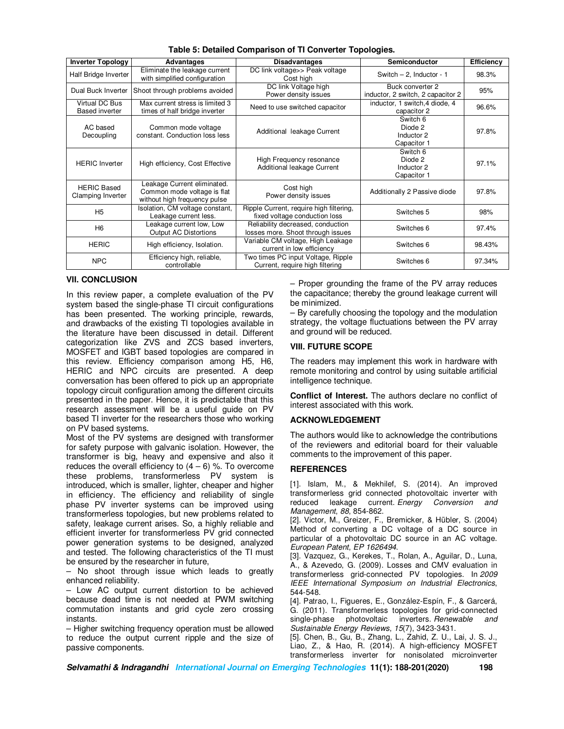**Table 5: Detailed Comparison of TI Converter Topologies.**

| Inverter Topology | Advantages | Disadvantages | Semiconductor | Efficiency |
|---|---|---|---|---|
| Half Bridge Inverter | Eliminate the leakage current with simplified configuration | DC link voltage>> Peak voltage Cost high | Switch – 2, Inductor - 1 | 98.3% |
| Dual Buck Inverter | Shoot through problems avoided | DC link Voltage high Power density issues | Buck converter 2 inductor, 2 switch, 2 capacitor 2 | 95% |
| Virtual DC Bus Based inverter | Max current stress is limited 3 times of half bridge inverter | Need to use switched capacitor | inductor, 1 switch,4 diode, 4 capacitor 2 | 96.6% |
| AC based Decoupling | Common mode voltage constant. Conduction loss less | Additional leakage Current | Switch 6 Diode 2 Inductor 2 Capacitor 1 | 97.8% |
| HERIC Inverter | High efficiency, Cost Effective | High Frequency resonance Additional leakage Current | Switch 6 Diode 2 Inductor 2 Capacitor 1 | 97.1% |
| HERIC Based Clamping Inverter | Leakage Current eliminated. Common mode voltage is flat without high frequency pulse | Cost high Power density issues | Additionally 2 Passive diode | 97.8% |
| H5 | Isolation, CM voltage constant, Leakage current less. | Ripple Current, require high filtering, fixed voltage conduction loss | Switches 5 | 98% |
| H6 | Leakage current low, Low Output AC Distortions | Reliability decreased, conduction losses more. Shoot through issues | Switches 6 | 97.4% |
| HERIC | High efficiency, Isolation. | Variable CM voltage, High Leakage current in low efficiency | Switches 6 | 98.43% |
| NPC | Efficiency high, reliable, controllable | Two times PC input Voltage, Ripple Current, require high filtering | Switches 6 | 97.34% |

## VII. CONCLUSION

In this review paper, a complete evaluation of the PV system based the single-phase TI circuit configurations has been presented. The working principle, rewards, and drawbacks of the existing TI topologies available in the literature have been discussed in detail. Different categorization like ZVS and ZCS based inverters, MOSFET and IGBT based topologies are compared in this review. Efficiency comparison among H5, H6, HERIC and NPC circuits are presented. A deep conversation has been offered to pick up an appropriate topology circuit configuration among the different circuits presented in the paper. Hence, it is predictable that this research assessment will be a useful guide on PV based TI inverter for the researchers those who working on PV based systems.

Most of the PV systems are designed with transformer for safety purpose with galvanic isolation. However, the transformer is big, heavy and expensive and also it reduces the overall efficiency to (4 – 6) %. To overcome these problems, transformerless PV system is introduced, which is smaller, lighter, cheaper and higher in efficiency. The efficiency and reliability of single phase PV inverter systems can be improved using transformerless topologies, but new problems related to safety, leakage current arises. So, a highly reliable and efficient inverter for transformerless PV grid connected power generation systems to be designed, analyzed and tested. The following characteristics of the TI must be ensured by the researcher in future,

– No shoot through issue which leads to greatly enhanced reliability.

– Low AC output current distortion to be achieved because dead time is not needed at PWM switching commutation instants and grid cycle zero crossing instants.

– Higher switching frequency operation must be allowed to reduce the output current ripple and the size of passive components.

– Proper grounding the frame of the PV array reduces the capacitance; thereby the ground leakage current will be minimized.

– By carefully choosing the topology and the modulation strategy, the voltage fluctuations between the PV array and ground will be reduced.

## VIII. FUTURE SCOPE

The readers may implement this work in hardware with remote monitoring and control by using suitable artificial intelligence technique.

**Conflict of Interest.** The authors declare no conflict of interest associated with this work.

## ACKNOWLEDGEMENT

The authors would like to acknowledge the contributions of the reviewers and editorial board for their valuable comments to the improvement of this paper.

## REFERENCES

[1]. Islam, M., & Mekhilef, S. (2014). An improved transformerless grid connected photovoltaic inverter with reduced leakage current. *Energy Conversion and Management*, *88*, 854-862.

[2]. Victor, M., Greizer, F., Bremicker, & Hübler, S. (2004) Method of converting a DC voltage of a DC source in particular of a photovoltaic DC source in an AC voltage. *European Patent*, *EP 1626494*.

[3]. Vazquez, G., Kerekes, T., Rolan, A., Aguilar, D., Luna, A., & Azevedo, G. (2009). Losses and CMV evaluation in transformerless grid-connected PV topologies. In *2009 IEEE International Symposium on Industrial Electronics*, 544-548.

[4]. Patrao, I., Figueres, E., González-Espín, F., & Garcerá, G. (2011). Transformerless topologies for grid-connected single-phase photovoltaic inverters. *Renewable and Sustainable Energy Reviews*, *15*(7), 3423-3431.

[5]. Chen, B., Gu, B., Zhang, L., Zahid, Z. U., Lai, J. S. J., Liao, Z., & Hao, R. (2014). A high-efficiency MOSFET transformerless inverter for nonisolated microinverter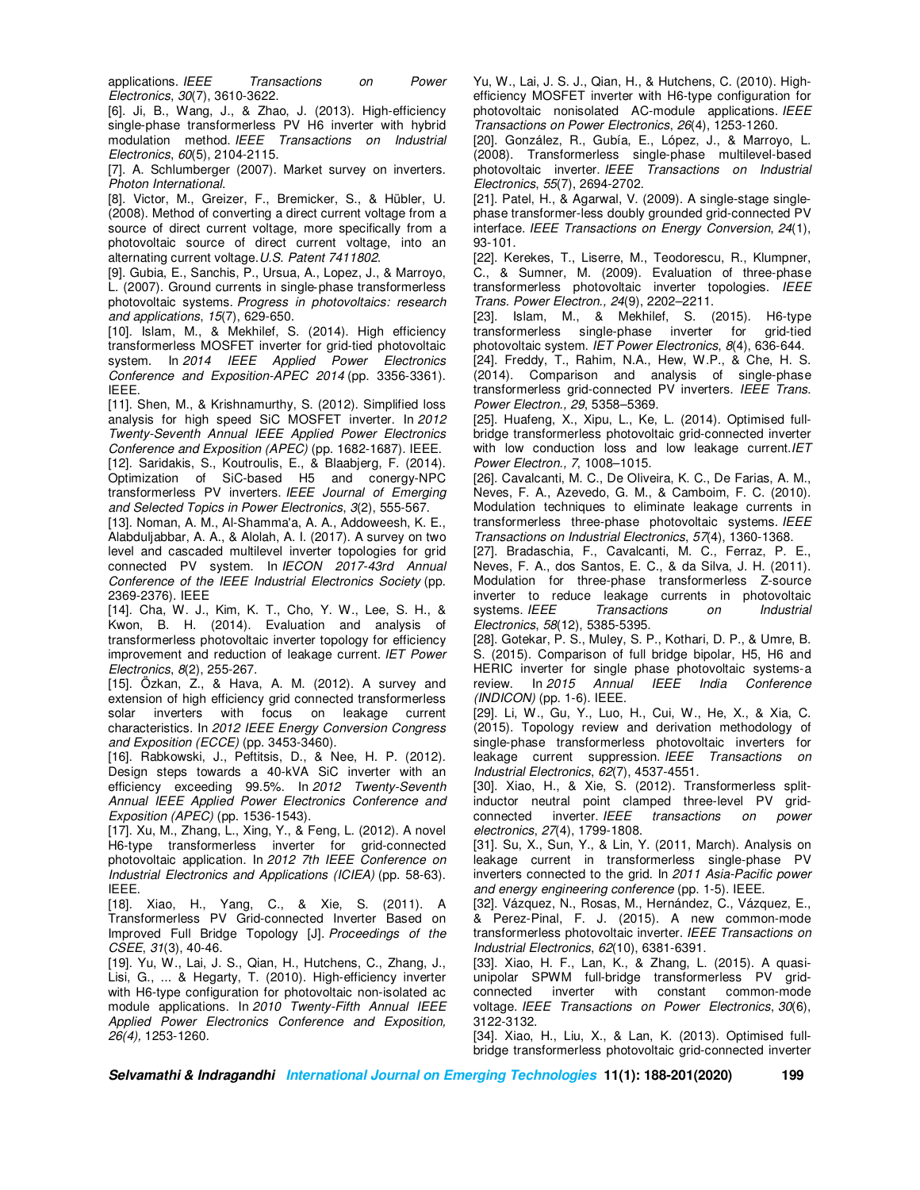applications. *IEEE Transactions on Power Electronics*, *30*(7), 3610-3622.

[6]. Ji, B., Wang, J., & Zhao, J. (2013). High-efficiency single-phase transformerless PV H6 inverter with hybrid modulation method. *IEEE Transactions on Industrial Electronics*, *60*(5), 2104-2115.

[7]. A. Schlumberger (2007). Market survey on inverters. *Photon International*.

[8]. Victor, M., Greizer, F., Bremicker, S., & Hübler, U. (2008). Method of converting a direct current voltage from a source of direct current voltage, more specifically from a photovoltaic source of direct current voltage, into an alternating current voltage. *U.S. Patent 7411802*.

[9]. Gubia, E., Sanchis, P., Ursua, A., Lopez, J., & Marroyo, L. (2007). Ground currents in single-phase transformerless photovoltaic systems. *Progress in photovoltaics: research and applications*, *15*(7), 629-650.

[10]. Islam, M., & Mekhilef, S. (2014). High efficiency transformerless MOSFET inverter for grid-tied photovoltaic system. In *2014 IEEE Applied Power Electronics Conference and Exposition-APEC 2014* (pp. 3356-3361). IEEE.

[11]. Shen, M., & Krishnamurthy, S. (2012). Simplified loss analysis for high speed SiC MOSFET inverter. In *2012 Twenty-Seventh Annual IEEE Applied Power Electronics Conference and Exposition (APEC)* (pp. 1682-1687). IEEE.

[12]. Saridakis, S., Koutroulis, E., & Blaabjerg, F. (2014). Optimization of SiC-based H5 and conergy-NPC transformerless PV inverters. *IEEE Journal of Emerging and Selected Topics in Power Electronics*, *3*(2), 555-567.

[13]. Noman, A. M., Al-Shamma'a, A. A., Addoweesh, K. E., Alabduljabbar, A. A., & Alolah, A. I. (2017). A survey on two level and cascaded multilevel inverter topologies for grid connected PV system. In *IECON 2017-43rd Annual Conference of the IEEE Industrial Electronics Society* (pp. 2369-2376). IEEE

[14]. Cha, W. J., Kim, K. T., Cho, Y. W., Lee, S. H., & Kwon, B. H. (2014). Evaluation and analysis of transformerless photovoltaic inverter topology for efficiency improvement and reduction of leakage current. *IET Power Electronics*, *8*(2), 255-267.

[15]. Özkan, Z., & Hava, A. M. (2012). A survey and extension of high efficiency grid connected transformerless solar inverters with focus on leakage current characteristics. In *2012 IEEE Energy Conversion Congress and Exposition (ECCE)* (pp. 3453-3460).

[16]. Rabkowski, J., Peftitsis, D., & Nee, H. P. (2012). Design steps towards a 40-kVA SiC inverter with an efficiency exceeding 99.5%. In *2012 Twenty-Seventh Annual IEEE Applied Power Electronics Conference and Exposition (APEC)* (pp. 1536-1543).

[17]. Xu, M., Zhang, L., Xing, Y., & Feng, L. (2012). A novel H6-type transformerless inverter for grid-connected photovoltaic application. In *2012 7th IEEE Conference on Industrial Electronics and Applications (ICIEA)* (pp. 58-63). IEEE.

[18]. Xiao, H., Yang, C., & Xie, S. (2011). A Transformerless PV Grid-connected Inverter Based on Improved Full Bridge Topology [J]. *Proceedings of the CSEE*, *31*(3), 40-46.

[19]. Yu, W., Lai, J. S., Qian, H., Hutchens, C., Zhang, J., Lisi, G., ... & Hegarty, T. (2010). High-efficiency inverter with H6-type configuration for photovoltaic non-isolated ac module applications. In *2010 Twenty-Fifth Annual IEEE Applied Power Electronics Conference and Exposition, 26(4),* 1253-1260.

Yu, W., Lai, J. S. J., Qian, H., & Hutchens, C. (2010). High-efficiency MOSFET inverter with H6-type configuration for photovoltaic nonisolated AC-module applications. *IEEE Transactions on Power Electronics*, *26*(4), 1253-1260.

[20]. González, R., Gubía, E., López, J., & Marroyo, L. (2008). Transformerless single-phase multilevel-based photovoltaic inverter. *IEEE Transactions on Industrial Electronics*, *55*(7), 2694-2702.

[21]. Patel, H., & Agarwal, V. (2009). A single-stage single-phase transformer-less doubly grounded grid-connected PV interface. *IEEE Transactions on Energy Conversion*, *24*(1), 93-101.

[22]. Kerekes, T., Liserre, M., Teodorescu, R., Klumpner, C., & Sumner, M. (2009). Evaluation of three-phase transformerless photovoltaic inverter topologies. *IEEE Trans. Power Electron., 24*(9), 2202–2211.

[23]. Islam, M., & Mekhilef, S. (2015). H6-type transformerless single-phase inverter for grid-tied photovoltaic system. *IET Power Electronics*, *8*(4), 636-644.

[24]. Freddy, T., Rahim, N.A., Hew, W.P., & Che, H. S. (2014). Comparison and analysis of single-phase transformerless grid-connected PV inverters. *IEEE Trans. Power Electron., 29*, 5358–5369.

[25]. Huafeng, X., Xipu, L., Ke, L. (2014). Optimised full-bridge transformerless photovoltaic grid-connected inverter with low conduction loss and low leakage current. *IET Power Electron., 7*, 1008–1015.

[26]. Cavalcanti, M. C., De Oliveira, K. C., De Farias, A. M., Neves, F. A., Azevedo, G. M., & Camboim, F. C. (2010). Modulation techniques to eliminate leakage currents in transformerless three-phase photovoltaic systems. *IEEE Transactions on Industrial Electronics*, *57*(4), 1360-1368.

[27]. Bradaschia, F., Cavalcanti, M. C., Ferraz, P. E., Neves, F. A., dos Santos, E. C., & da Silva, J. H. (2011). Modulation for three-phase transformerless Z-source inverter to reduce leakage currents in photovoltaic systems. *IEEE Transactions on Industrial Electronics*, *58*(12), 5385-5395.

[28]. Gotekar, P. S., Muley, S. P., Kothari, D. P., & Umre, B. S. (2015). Comparison of full bridge bipolar, H5, H6 and HERIC inverter for single phase photovoltaic systems-a review. In *2015 Annual IEEE India Conference (INDICON)* (pp. 1-6). IEEE.

[29]. Li, W., Gu, Y., Luo, H., Cui, W., He, X., & Xia, C. (2015). Topology review and derivation methodology of single-phase transformerless photovoltaic inverters for leakage current suppression. *IEEE Transactions on Industrial Electronics*, *62*(7), 4537-4551.

[30]. Xiao, H., & Xie, S. (2012). Transformerless split-inductor neutral point clamped three-level PV grid-connected inverter. *IEEE transactions on power electronics*, *27*(4), 1799-1808.

[31]. Su, X., Sun, Y., & Lin, Y. (2011, March). Analysis on leakage current in transformerless single-phase PV inverters connected to the grid. In *2011 Asia-Pacific power and energy engineering conference* (pp. 1-5). IEEE.

[32]. Vázquez, N., Rosas, M., Hernández, C., Vázquez, E., & Perez-Pinal, F. J. (2015). A new common-mode transformerless photovoltaic inverter. *IEEE Transactions on Industrial Electronics*, *62*(10), 6381-6391.

[33]. Xiao, H. F., Lan, K., & Zhang, L. (2015). A quasi-unipolar SPWM full-bridge transformerless PV grid-connected inverter with constant common-mode voltage. *IEEE Transactions on Power Electronics*, *30*(6), 3122-3132.

[34]. Xiao, H., Liu, X., & Lan, K. (2013). Optimised full-bridge transformerless photovoltaic grid-connected inverter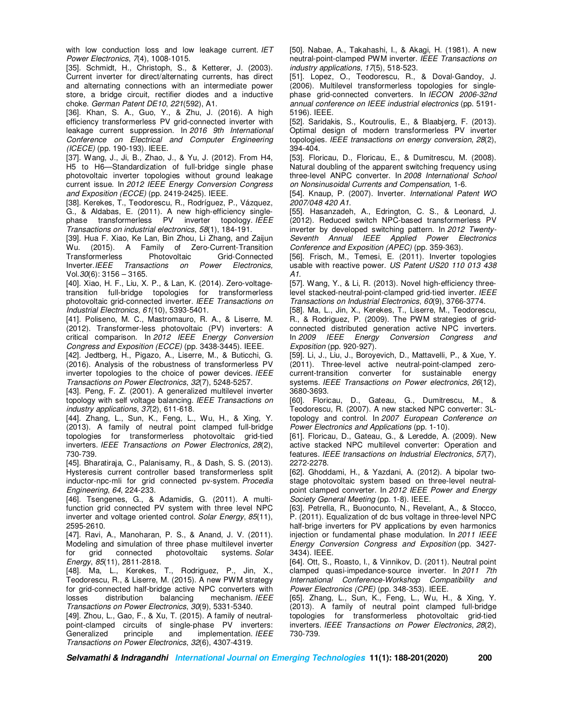with low conduction loss and low leakage current. *IET Power Electronics*, *7*(4), 1008-1015.

[35]. Schmidt, H., Christoph, S., & Ketterer, J. (2003). Current inverter for direct/alternating currents, has direct and alternating connections with an intermediate power store, a bridge circuit, rectifier diodes and a inductive choke. *German Patent DE10*, *221*(592), A1.

[36]. Khan, S. A., Guo, Y., & Zhu, J. (2016). A high efficiency transformerless PV grid-connected inverter with leakage current suppression. In *2016 9th International Conference on Electrical and Computer Engineering (ICECE)* (pp. 190-193). IEEE.

[37]. Wang, J., Ji, B., Zhao, J., & Yu, J. (2012). From H4, H5 to H6—Standardization of full-bridge single phase photovoltaic inverter topologies without ground leakage current issue. In *2012 IEEE Energy Conversion Congress and Exposition (ECCE)* (pp. 2419-2425). IEEE.

[38]. Kerekes, T., Teodorescu, R., Rodríguez, P., Vázquez, G., & Aldabas, E. (2011). A new high-efficiency single-phase transformerless PV inverter topology. *IEEE Transactions on industrial electronics*, *58*(1), 184-191.

[39]. Hua F. Xiao, Ke Lan, Bin Zhou, Li Zhang, and Zaijun Wu. (2015). A Family of Zero-Current-Transition Transformerless Photovoltaic Grid-Connected Inverter. *IEEE Transactions on Power Electronics,* Vol.*30*(6): 3156 – 3165.

[40]. Xiao, H. F., Liu, X. P., & Lan, K. (2014). Zero-voltage-transition full-bridge topologies for transformerless photovoltaic grid-connected inverter. *IEEE Transactions on Industrial Electronics*, *61*(10), 5393-5401.

[41]. Poliseno, M. C., Mastromauro, R. A., & Liserre, M. (2012). Transformer-less photovoltaic (PV) inverters: A critical comparison. In *2012 IEEE Energy Conversion Congress and Exposition (ECCE)* (pp. 3438-3445). IEEE.

[42]. Jedtberg, H., Pigazo, A., Liserre, M., & Buticchi, G. (2016). Analysis of the robustness of transformerless PV inverter topologies to the choice of power devices. *IEEE Transactions on Power Electronics*, *32*(7), 5248-5257.

[43]. Peng, F. Z. (2001). A generalized multilevel inverter topology with self voltage balancing. *IEEE Transactions on industry applications*, *37*(2), 611-618.

[44]. Zhang, L., Sun, K., Feng, L., Wu, H., & Xing, Y. (2013). A family of neutral point clamped full-bridge topologies for transformerless photovoltaic grid-tied inverters. *IEEE Transactions on Power Electronics*, *28*(2), 730-739.

[45]. Bharatiraja, C., Palanisamy, R., & Dash, S. S. (2013). Hysteresis current controller based transformerless split inductor-npc-mli for grid connected pv-system. *Procedia Engineering*, *64*, 224-233.

[46]. Tsengenes, G., & Adamidis, G. (2011). A multi-function grid connected PV system with three level NPC inverter and voltage oriented control. *Solar Energy*, *85*(11), 2595-2610.

[47]. Ravi, A., Manoharan, P. S., & Anand, J. V. (2011). Modeling and simulation of three phase multilevel inverter for grid connected photovoltaic systems. *Solar Energy*, *85*(11), 2811-2818.

[48]. Ma, L., Kerekes, T., Rodriguez, P., Jin, X., Teodorescu, R., & Liserre, M. (2015). A new PWM strategy for grid-connected half-bridge active NPC converters with losses distribution balancing mechanism. *IEEE Transactions on Power Electronics*, *30*(9), 5331-5340.

[49]. Zhou, L., Gao, F., & Xu, T. (2015). A family of neutral-point-clamped circuits of single-phase PV inverters: Generalized principle and implementation. *IEEE Transactions on Power Electronics*, *32*(6), 4307-4319.

[50]. Nabae, A., Takahashi, I., & Akagi, H. (1981). A new neutral-point-clamped PWM inverter. *IEEE Transactions on industry applications*, *17*(5), 518-523.

[51]. Lopez, O., Teodorescu, R., & Doval-Gandoy, J. (2006). Multilevel transformerless topologies for single-phase grid-connected converters. In *IECON 2006-32nd annual conference on IEEE industrial electronics* (pp. 5191-5196). IEEE.

[52]. Saridakis, S., Koutroulis, E., & Blaabjerg, F. (2013). Optimal design of modern transformerless PV inverter topologies. *IEEE transactions on energy conversion*, *28*(2), 394-404.

[53]. Floricau, D., Floricau, E., & Dumitrescu, M. (2008). Natural doubling of the apparent switching frequency using three-level ANPC converter. In *2008 International School on Nonsinusoidal Currents and Compensation*, 1-6.

[54]. Knaup, P. (2007). Inverter. *International Patent WO 2007/048 420 A1*.

[55]. Hasanzadeh, A., Edrington, C. S., & Leonard, J. (2012). Reduced switch NPC-based transformerless PV inverter by developed switching pattern. In *2012 Twenty-Seventh Annual IEEE Applied Power Electronics Conference and Exposition (APEC)* (pp. 359-363).

[56]. Frisch, M., Temesi, E. (2011). Inverter topologies usable with reactive power. *US Patent US20 110 013 438 A1*.

[57]. Wang, Y., & Li, R. (2013). Novel high-efficiency three-level stacked-neutral-point-clamped grid-tied inverter. *IEEE Transactions on Industrial Electronics*, *60*(9), 3766-3774.

[58]. Ma, L., Jin, X., Kerekes, T., Liserre, M., Teodorescu, R., & Rodriguez, P. (2009). The PWM strategies of grid-connected distributed generation active NPC inverters. In *2009 IEEE Energy Conversion Congress and Exposition* (pp. 920-927).

[59]. Li, J., Liu, J., Boroyevich, D., Mattavelli, P., & Xue, Y. (2011). Three-level active neutral-point-clamped zero-current-transition converter for sustainable energy systems. *IEEE Transactions on Power electronics*, *26*(12), 3680-3693.

[60]. Floricau, D., Gateau, G., Dumitrescu, M., & Teodorescu, R. (2007). A new stacked NPC converter: 3L-topology and control. In *2007 European Conference on Power Electronics and Applications* (pp. 1-10).

[61]. Floricau, D., Gateau, G., & Leredde, A. (2009). New active stacked NPC multilevel converter: Operation and features. *IEEE transactions on Industrial Electronics*, *57*(7), 2272-2278.

[62]. Ghoddami, H., & Yazdani, A. (2012). A bipolar two-stage photovoltaic system based on three-level neutral-point clamped converter. In *2012 IEEE Power and Energy Society General Meeting* (pp. 1-8). IEEE.

[63]. Petrella, R., Buonocunto, N., Revelant, A., & Stocco, P. (2011). Equalization of dc bus voltage in three-level NPC half-brige inverters for PV applications by even harmonics injection or fundamental phase modulation. In *2011 IEEE Energy Conversion Congress and Exposition* (pp. 3427-3434). IEEE.

[64]. Ott, S., Roasto, I., & Vinnikov, D. (2011). Neutral point clamped quasi-impedance-source inverter. In *2011 7th International Conference-Workshop Compatibility and Power Electronics (CPE)* (pp. 348-353). IEEE.

[65]. Zhang, L., Sun, K., Feng, L., Wu, H., & Xing, Y. (2013). A family of neutral point clamped full-bridge topologies for transformerless photovoltaic grid-tied inverters. *IEEE Transactions on Power Electronics*, *28*(2), 730-739.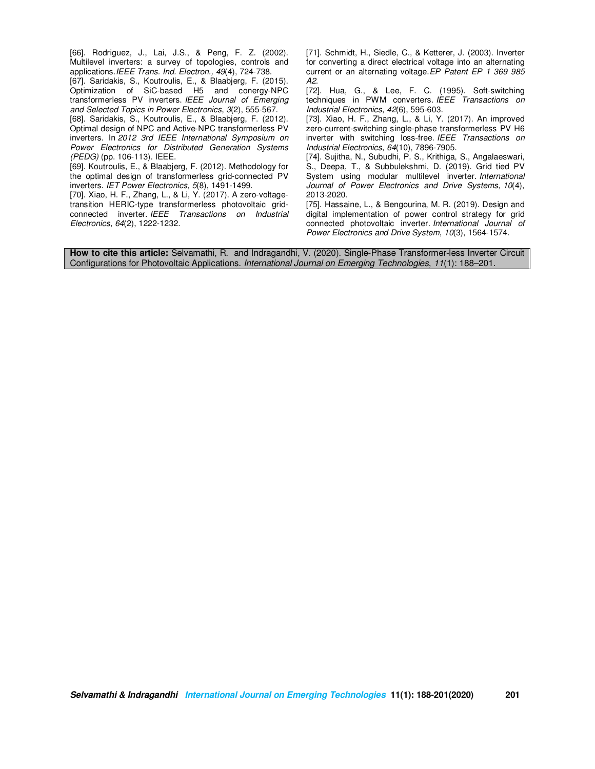[66]. Rodriguez, J., Lai, J.S., & Peng, F. Z. (2002). Multilevel inverters: a survey of topologies, controls and applications. *IEEE Trans. Ind. Electron., 49*(4), 724-738.

[67]. Saridakis, S., Koutroulis, E., & Blaabjerg, F. (2015). Optimization of SiC-based H5 and conergy-NPC transformerless PV inverters. *IEEE Journal of Emerging and Selected Topics in Power Electronics*, *3*(2), 555-567.

[68]. Saridakis, S., Koutroulis, E., & Blaabjerg, F. (2012). Optimal design of NPC and Active-NPC transformerless PV inverters. In *2012 3rd IEEE International Symposium on Power Electronics for Distributed Generation Systems (PEDG)* (pp. 106-113). IEEE.

[69]. Koutroulis, E., & Blaabjerg, F. (2012). Methodology for the optimal design of transformerless grid-connected PV inverters. *IET Power Electronics*, *5*(8), 1491-1499.

[70]. Xiao, H. F., Zhang, L., & Li, Y. (2017). A zero-voltage-transition HERIC-type transformerless photovoltaic grid-connected inverter. *IEEE Transactions on Industrial Electronics*, *64*(2), 1222-1232.

[71]. Schmidt, H., Siedle, C., & Ketterer, J. (2003). Inverter for converting a direct electrical voltage into an alternating current or an alternating voltage. *EP Patent EP 1 369 985 A2*.

[72]. Hua, G., & Lee, F. C. (1995). Soft-switching techniques in PWM converters. *IEEE Transactions on Industrial Electronics*, *42*(6), 595-603.

[73]. Xiao, H. F., Zhang, L., & Li, Y. (2017). An improved zero-current-switching single-phase transformerless PV H6 inverter with switching loss-free. *IEEE Transactions on Industrial Electronics*, *64*(10), 7896-7905.

[74]. Sujitha, N., Subudhi, P. S., Krithiga, S., Angalaeswari, S., Deepa, T., & Subbulekshmi, D. (2019). Grid tied PV System using modular multilevel inverter. *International Journal of Power Electronics and Drive Systems*, *10*(4), 2013-2020.

[75]. Hassaine, L., & Bengourina, M. R. (2019). Design and digital implementation of power control strategy for grid connected photovoltaic inverter. *International Journal of Power Electronics and Drive System*, *10*(3), 1564-1574.

**How to cite this article:** Selvamathi, R. and Indragandhi, V. (2020). Single-Phase Transformer-less Inverter Circuit Configurations for Photovoltaic Applications. *International Journal on Emerging Technologies*, *11*(1): 188–201.